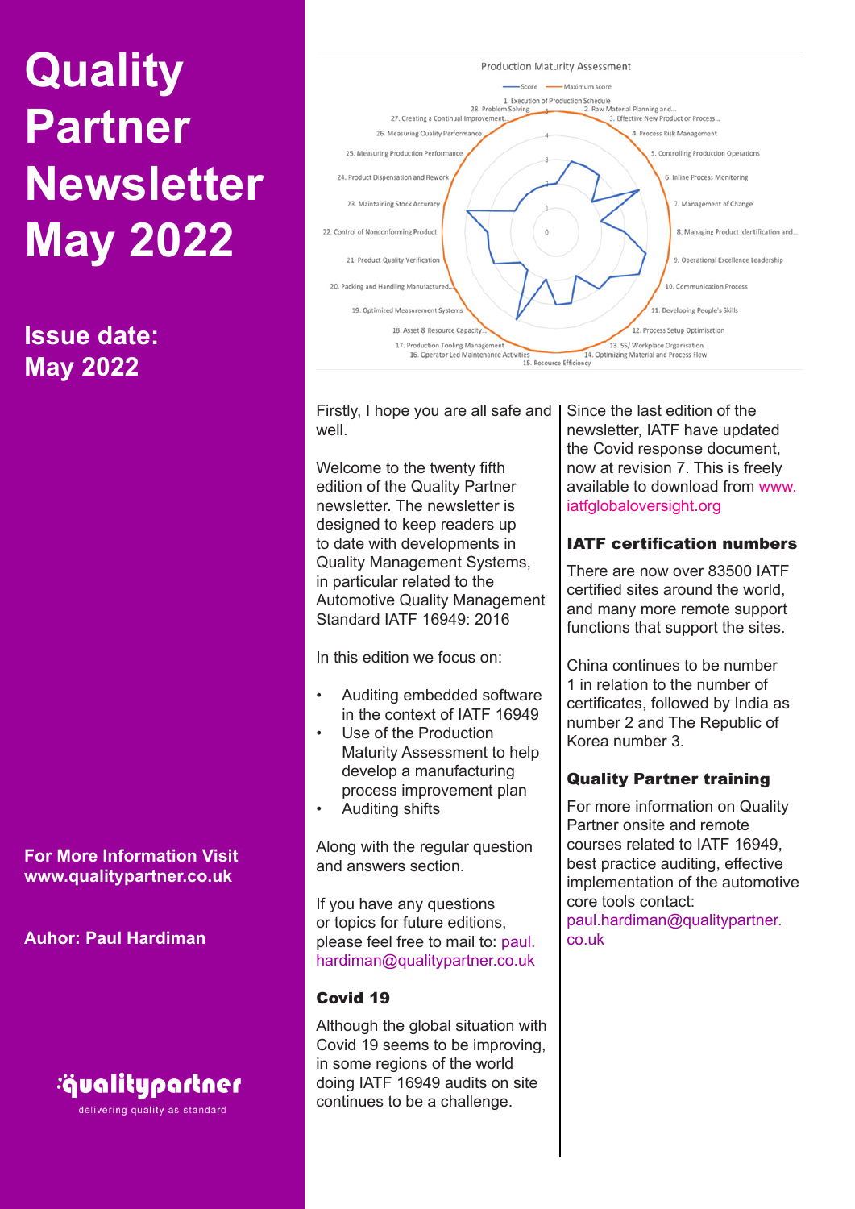# Quality Partner Newsletter May 2022

**Issue date: May 2022**

**For More Information Visit www.qualitypartner.co.uk**

**Auhor: Paul Hardiman**

Firstly, I hope you are all safe and well.

Welcome to the twenty fifth edition of the Quality Partner newsletter. The newsletter is designed to keep readers up to date with developments in Quality Management Systems, in particular related to the Automotive Quality Management Standard IATF 16949: 2016

In this edition we focus on:

- Auditing embedded software in the context of IATF 16949
- Use of the Production Maturity Assessment to help develop a manufacturing process improvement plan
- Auditing shifts

Along with the regular question and answers section.

If you have any questions or topics for future editions, please feel free to mail to: paul.hardiman@qualitypartner.co.uk

## Covid 19

Although the global situation with Covid 19 seems to be improving, in some regions of the world doing IATF 16949 audits on site continues to be a challenge.

Since the last edition of the newsletter, IATF have updated the Covid response document, now at revision 7. This is freely available to download from www.iatfglobaloversight.org

## IATF certification numbers

There are now over 83500 IATF certified sites around the world, and many more remote support functions that support the sites.

China continues to be number 1 in relation to the number of certificates, followed by India as number 2 and The Republic of Korea number 3.

## Quality Partner training

For more information on Quality Partner onsite and remote courses related to IATF 16949, best practice auditing, effective implementation of the automotive core tools contact: paul.hardiman@qualitypartner.co.uk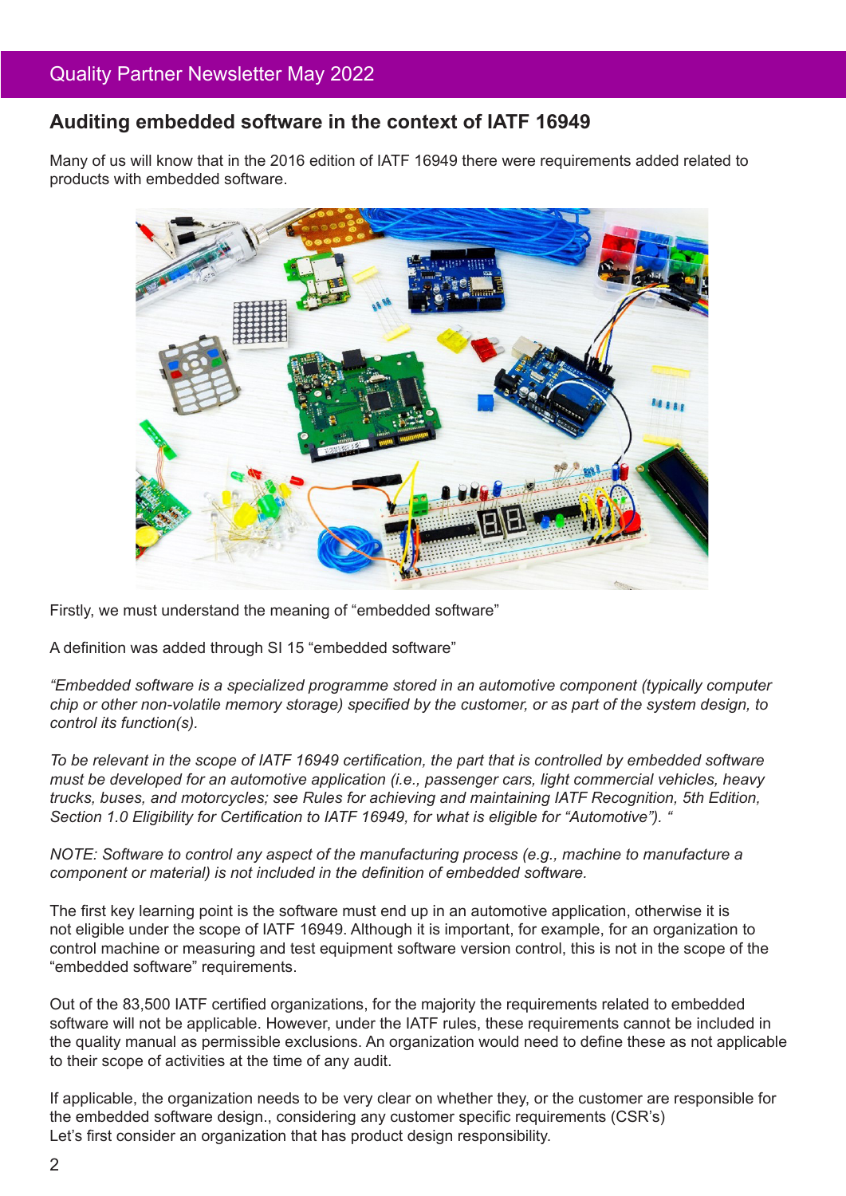## Auditing embedded software in the context of IATF 16949

Many of us will know that in the 2016 edition of IATF 16949 there were requirements added related to products with embedded software.

Firstly, we must understand the meaning of "embedded software"

A definition was added through SI 15 "embedded software"

*"Embedded software is a specialized programme stored in an automotive component (typically computer chip or other non-volatile memory storage) specified by the customer, or as part of the system design, to control its function(s).*

*To be relevant in the scope of IATF 16949 certification, the part that is controlled by embedded software must be developed for an automotive application (i.e., passenger cars, light commercial vehicles, heavy trucks, buses, and motorcycles; see Rules for achieving and maintaining IATF Recognition, 5th Edition, Section 1.0 Eligibility for Certification to IATF 16949, for what is eligible for "Automotive"). "*

*NOTE: Software to control any aspect of the manufacturing process (e.g., machine to manufacture a component or material) is not included in the definition of embedded software.*

The first key learning point is the software must end up in an automotive application, otherwise it is not eligible under the scope of IATF 16949. Although it is important, for example, for an organization to control machine or measuring and test equipment software version control, this is not in the scope of the "embedded software" requirements.

Out of the 83,500 IATF certified organizations, for the majority the requirements related to embedded software will not be applicable. However, under the IATF rules, these requirements cannot be included in the quality manual as permissible exclusions. An organization would need to define these as not applicable to their scope of activities at the time of any audit.

If applicable, the organization needs to be very clear on whether they, or the customer are responsible for the embedded software design., considering any customer specific requirements (CSR's)
Let's first consider an organization that has product design responsibility.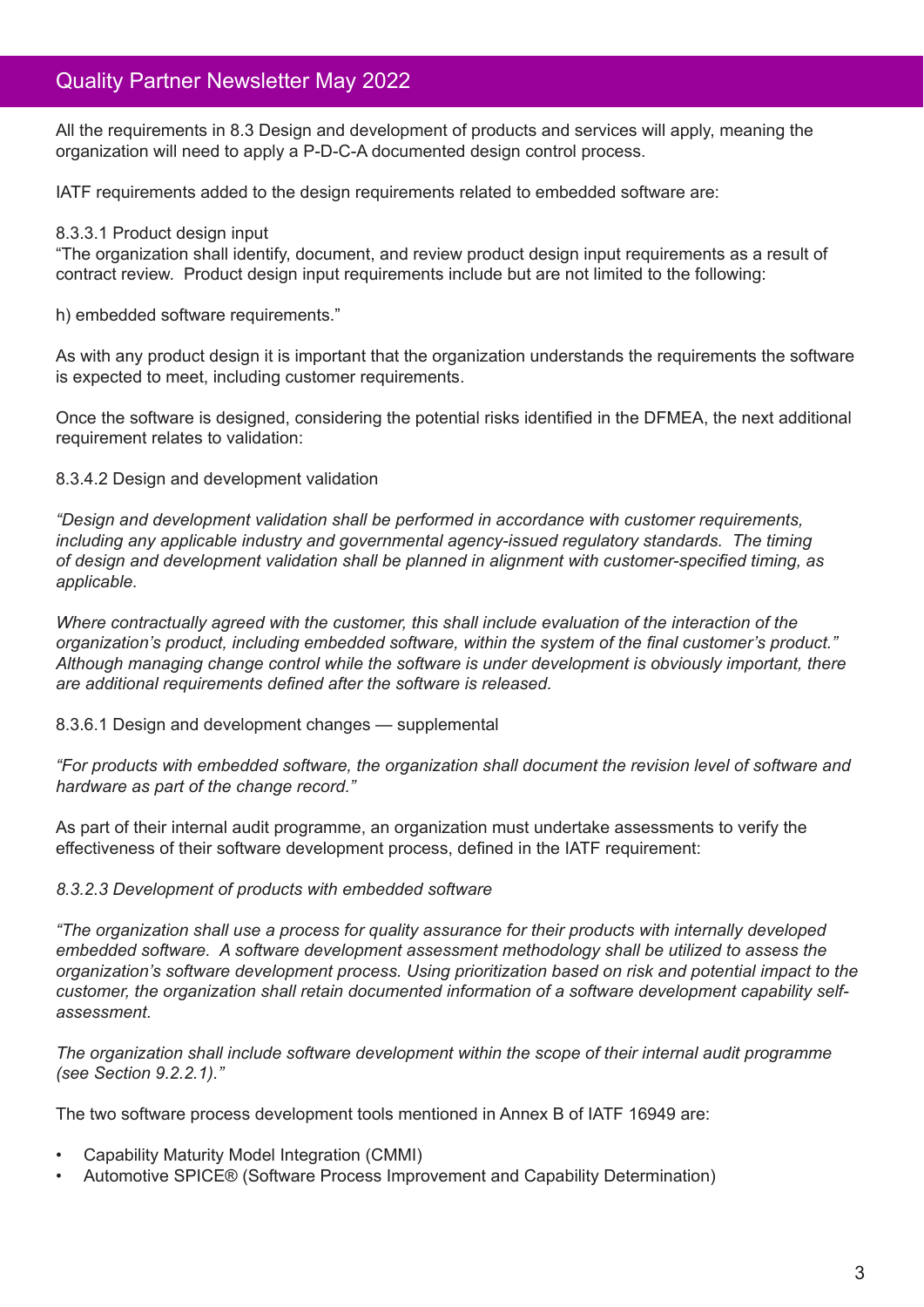All the requirements in 8.3 Design and development of products and services will apply, meaning the organization will need to apply a P-D-C-A documented design control process.

IATF requirements added to the design requirements related to embedded software are:

8.3.3.1 Product design input

"The organization shall identify, document, and review product design input requirements as a result of contract review. Product design input requirements include but are not limited to the following:

h) embedded software requirements."

As with any product design it is important that the organization understands the requirements the software is expected to meet, including customer requirements.

Once the software is designed, considering the potential risks identified in the DFMEA, the next additional requirement relates to validation:

8.3.4.2 Design and development validation

*"Design and development validation shall be performed in accordance with customer requirements, including any applicable industry and governmental agency-issued regulatory standards. The timing of design and development validation shall be planned in alignment with customer-specified timing, as applicable.*

*Where contractually agreed with the customer, this shall include evaluation of the interaction of the organization's product, including embedded software, within the system of the final customer's product." Although managing change control while the software is under development is obviously important, there are additional requirements defined after the software is released.*

8.3.6.1 Design and development changes — supplemental

*"For products with embedded software, the organization shall document the revision level of software and hardware as part of the change record."*

As part of their internal audit programme, an organization must undertake assessments to verify the effectiveness of their software development process, defined in the IATF requirement:

*8.3.2.3 Development of products with embedded software*

*"The organization shall use a process for quality assurance for their products with internally developed embedded software. A software development assessment methodology shall be utilized to assess the organization's software development process. Using prioritization based on risk and potential impact to the customer, the organization shall retain documented information of a software development capability self-assessment.*

*The organization shall include software development within the scope of their internal audit programme (see Section 9.2.2.1)."*

The two software process development tools mentioned in Annex B of IATF 16949 are:

- Capability Maturity Model Integration (CMMI)
- Automotive SPICE® (Software Process Improvement and Capability Determination)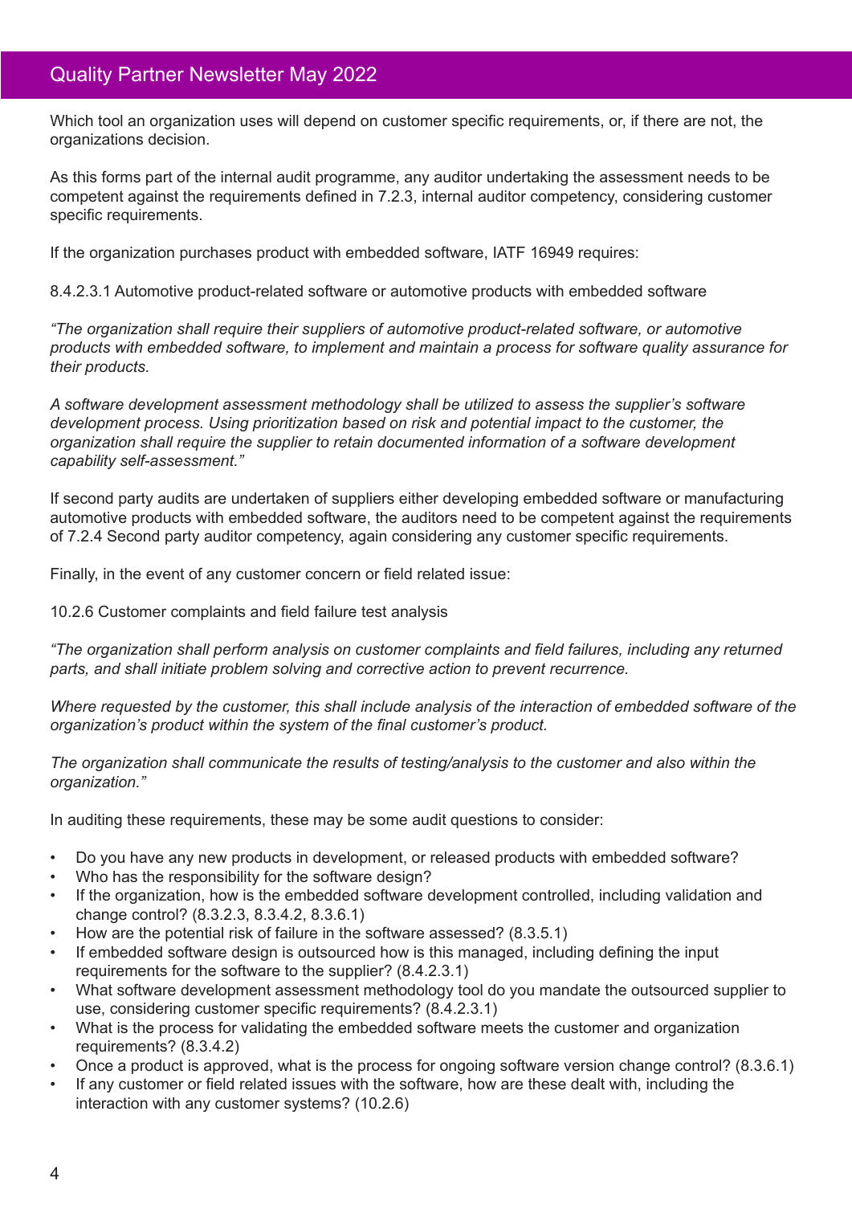Which tool an organization uses will depend on customer specific requirements, or, if there are not, the organizations decision.

As this forms part of the internal audit programme, any auditor undertaking the assessment needs to be competent against the requirements defined in 7.2.3, internal auditor competency, considering customer specific requirements.

If the organization purchases product with embedded software, IATF 16949 requires:

8.4.2.3.1 Automotive product-related software or automotive products with embedded software

*"The organization shall require their suppliers of automotive product-related software, or automotive products with embedded software, to implement and maintain a process for software quality assurance for their products.*

*A software development assessment methodology shall be utilized to assess the supplier's software development process. Using prioritization based on risk and potential impact to the customer, the organization shall require the supplier to retain documented information of a software development capability self-assessment."*

If second party audits are undertaken of suppliers either developing embedded software or manufacturing automotive products with embedded software, the auditors need to be competent against the requirements of 7.2.4 Second party auditor competency, again considering any customer specific requirements.

Finally, in the event of any customer concern or field related issue:

10.2.6 Customer complaints and field failure test analysis

*"The organization shall perform analysis on customer complaints and field failures, including any returned parts, and shall initiate problem solving and corrective action to prevent recurrence.*

*Where requested by the customer, this shall include analysis of the interaction of embedded software of the organization's product within the system of the final customer's product.*

*The organization shall communicate the results of testing/analysis to the customer and also within the organization."*

In auditing these requirements, these may be some audit questions to consider:

- Do you have any new products in development, or released products with embedded software?
- Who has the responsibility for the software design?
- If the organization, how is the embedded software development controlled, including validation and change control? (8.3.2.3, 8.3.4.2, 8.3.6.1)
- How are the potential risk of failure in the software assessed? (8.3.5.1)
- If embedded software design is outsourced how is this managed, including defining the input requirements for the software to the supplier? (8.4.2.3.1)
- What software development assessment methodology tool do you mandate the outsourced supplier to use, considering customer specific requirements? (8.4.2.3.1)
- What is the process for validating the embedded software meets the customer and organization requirements? (8.3.4.2)
- Once a product is approved, what is the process for ongoing software version change control? (8.3.6.1)
- If any customer or field related issues with the software, how are these dealt with, including the interaction with any customer systems? (10.2.6)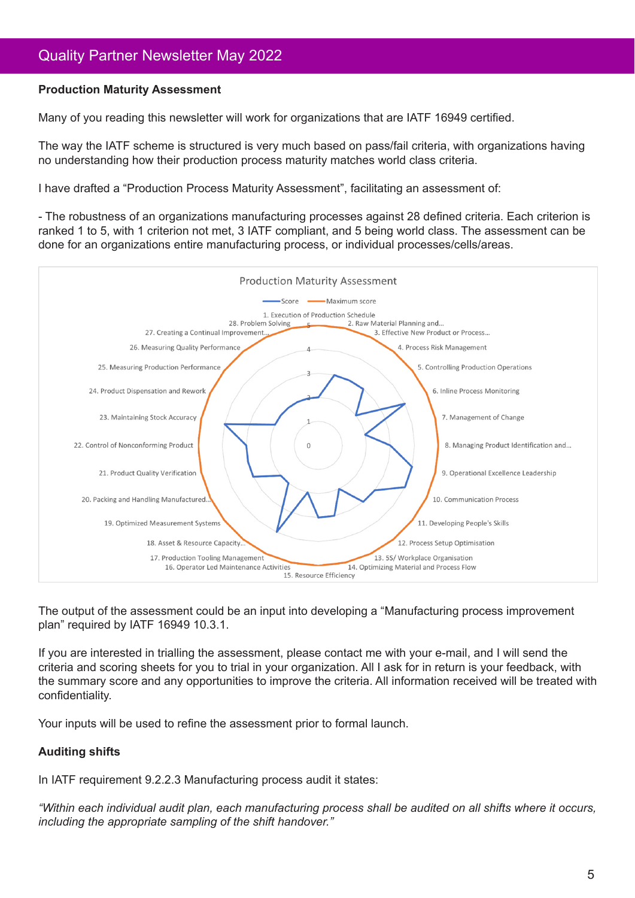## Quality Partner Newsletter May 2022

**Production Maturity Assessment**

Many of you reading this newsletter will work for organizations that are IATF 16949 certified.

The way the IATF scheme is structured is very much based on pass/fail criteria, with organizations having no understanding how their production process maturity matches world class criteria.

I have drafted a "Production Process Maturity Assessment", facilitating an assessment of:

- The robustness of an organizations manufacturing processes against 28 defined criteria. Each criterion is ranked 1 to 5, with 1 criterion not met, 3 IATF compliant, and 5 being world class. The assessment can be done for an organizations entire manufacturing process, or individual processes/cells/areas.

Production Maturity Assessment

Score — Maximum score

1. Execution of Production Schedule
2. Raw Material Planning and...
3. Effective New Product or Process...
4. Process Risk Management
5. Controlling Production Operations
6. Inline Process Monitoring
7. Management of Change
8. Managing Product Identification and...
9. Operational Excellence Leadership
10. Communication Process
11. Developing People's Skills
12. Process Setup Optimisation
13. 5S/ Workplace Organisation
14. Optimizing Material and Process Flow
15. Resource Efficiency
16. Operator Led Maintenance Activities
17. Production Tooling Management
18. Asset & Resource Capacity...
19. Optimized Measurement Systems
20. Packing and Handling Manufactured...
21. Product Quality Verification
22. Control of Nonconforming Product
23. Maintaining Stock Accuracy
24. Product Dispensation and Rework
25. Measuring Production Performance
26. Measuring Quality Performance
27. Creating a Continual Improvement...
28. Problem Solving

The output of the assessment could be an input into developing a "Manufacturing process improvement plan" required by IATF 16949 10.3.1.

If you are interested in trialling the assessment, please contact me with your e-mail, and I will send the criteria and scoring sheets for you to trial in your organization. All I ask for in return is your feedback, with the summary score and any opportunities to improve the criteria. All information received will be treated with confidentiality.

Your inputs will be used to refine the assessment prior to formal launch.

**Auditing shifts**

In IATF requirement 9.2.2.3 Manufacturing process audit it states:

*"Within each individual audit plan, each manufacturing process shall be audited on all shifts where it occurs, including the appropriate sampling of the shift handover."*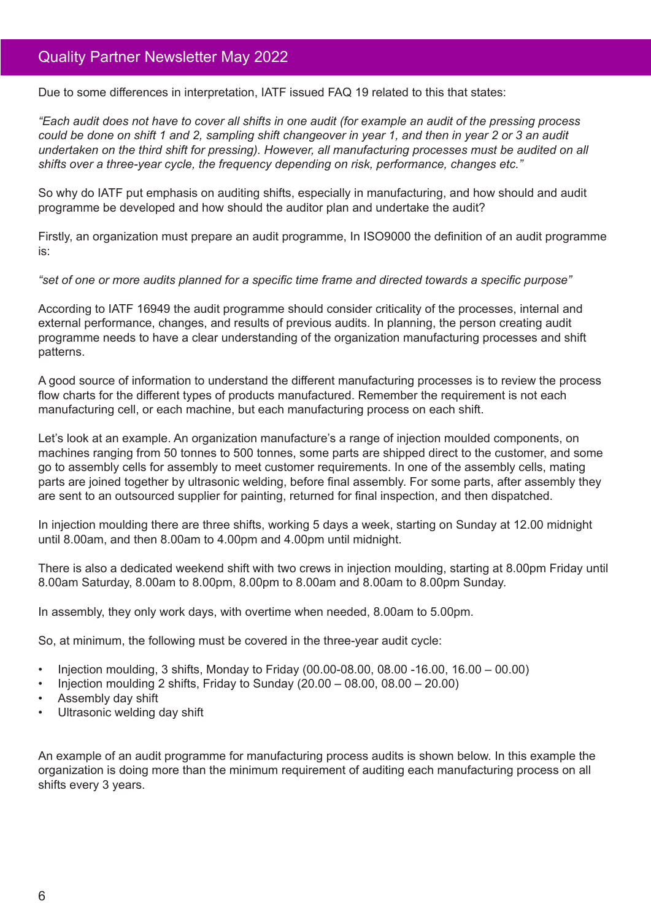Due to some differences in interpretation, IATF issued FAQ 19 related to this that states:

*"Each audit does not have to cover all shifts in one audit (for example an audit of the pressing process could be done on shift 1 and 2, sampling shift changeover in year 1, and then in year 2 or 3 an audit undertaken on the third shift for pressing). However, all manufacturing processes must be audited on all shifts over a three-year cycle, the frequency depending on risk, performance, changes etc."*

So why do IATF put emphasis on auditing shifts, especially in manufacturing, and how should and audit programme be developed and how should the auditor plan and undertake the audit?

Firstly, an organization must prepare an audit programme, In ISO9000 the definition of an audit programme is:

*"set of one or more audits planned for a specific time frame and directed towards a specific purpose"*

According to IATF 16949 the audit programme should consider criticality of the processes, internal and external performance, changes, and results of previous audits. In planning, the person creating audit programme needs to have a clear understanding of the organization manufacturing processes and shift patterns.

A good source of information to understand the different manufacturing processes is to review the process flow charts for the different types of products manufactured. Remember the requirement is not each manufacturing cell, or each machine, but each manufacturing process on each shift.

Let's look at an example. An organization manufacture's a range of injection moulded components, on machines ranging from 50 tonnes to 500 tonnes, some parts are shipped direct to the customer, and some go to assembly cells for assembly to meet customer requirements. In one of the assembly cells, mating parts are joined together by ultrasonic welding, before final assembly. For some parts, after assembly they are sent to an outsourced supplier for painting, returned for final inspection, and then dispatched.

In injection moulding there are three shifts, working 5 days a week, starting on Sunday at 12.00 midnight until 8.00am, and then 8.00am to 4.00pm and 4.00pm until midnight.

There is also a dedicated weekend shift with two crews in injection moulding, starting at 8.00pm Friday until 8.00am Saturday, 8.00am to 8.00pm, 8.00pm to 8.00am and 8.00am to 8.00pm Sunday.

In assembly, they only work days, with overtime when needed, 8.00am to 5.00pm.

So, at minimum, the following must be covered in the three-year audit cycle:

- Injection moulding, 3 shifts, Monday to Friday (00.00-08.00, 08.00 -16.00, 16.00 – 00.00)
- Injection moulding 2 shifts, Friday to Sunday (20.00 – 08.00, 08.00 – 20.00)
- Assembly day shift
- Ultrasonic welding day shift

An example of an audit programme for manufacturing process audits is shown below. In this example the organization is doing more than the minimum requirement of auditing each manufacturing process on all shifts every 3 years.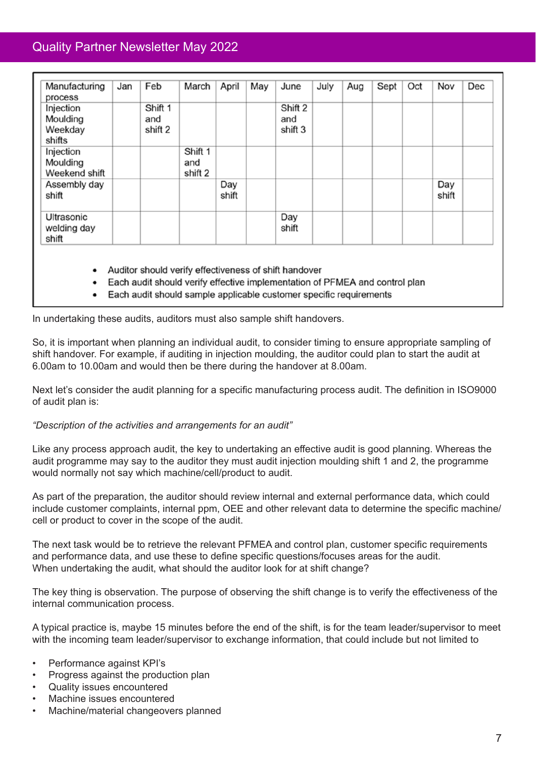| Manufacturing process | Jan | Feb | March | April | May | June | July | Aug | Sept | Oct | Nov | Dec |
|---|---|---|---|---|---|---|---|---|---|---|---|---|
| Injection Moulding Weekday shifts | | Shift 1 and shift 2 | | | | Shift 2 and shift 3 | | | | | | |
| Injection Moulding Weekend shift | | | Shift 1 and shift 2 | | | | | | | | | |
| Assembly day shift | | | | Day shift | | | | | | | Day shift | |
| Ultrasonic welding day shift | | | | | | Day shift | | | | | | |

- Auditor should verify effectiveness of shift handover
- Each audit should verify effective implementation of PFMEA and control plan
- Each audit should sample applicable customer specific requirements

In undertaking these audits, auditors must also sample shift handovers.

So, it is important when planning an individual audit, to consider timing to ensure appropriate sampling of shift handover. For example, if auditing in injection moulding, the auditor could plan to start the audit at 6.00am to 10.00am and would then be there during the handover at 8.00am.

Next let's consider the audit planning for a specific manufacturing process audit. The definition in ISO9000 of audit plan is:

*"Description of the activities and arrangements for an audit"*

Like any process approach audit, the key to undertaking an effective audit is good planning. Whereas the audit programme may say to the auditor they must audit injection moulding shift 1 and 2, the programme would normally not say which machine/cell/product to audit.

As part of the preparation, the auditor should review internal and external performance data, which could include customer complaints, internal ppm, OEE and other relevant data to determine the specific machine/cell or product to cover in the scope of the audit.

The next task would be to retrieve the relevant PFMEA and control plan, customer specific requirements and performance data, and use these to define specific questions/focuses areas for the audit.
When undertaking the audit, what should the auditor look for at shift change?

The key thing is observation. The purpose of observing the shift change is to verify the effectiveness of the internal communication process.

A typical practice is, maybe 15 minutes before the end of the shift, is for the team leader/supervisor to meet with the incoming team leader/supervisor to exchange information, that could include but not limited to

- Performance against KPI's
- Progress against the production plan
- Quality issues encountered
- Machine issues encountered
- Machine/material changeovers planned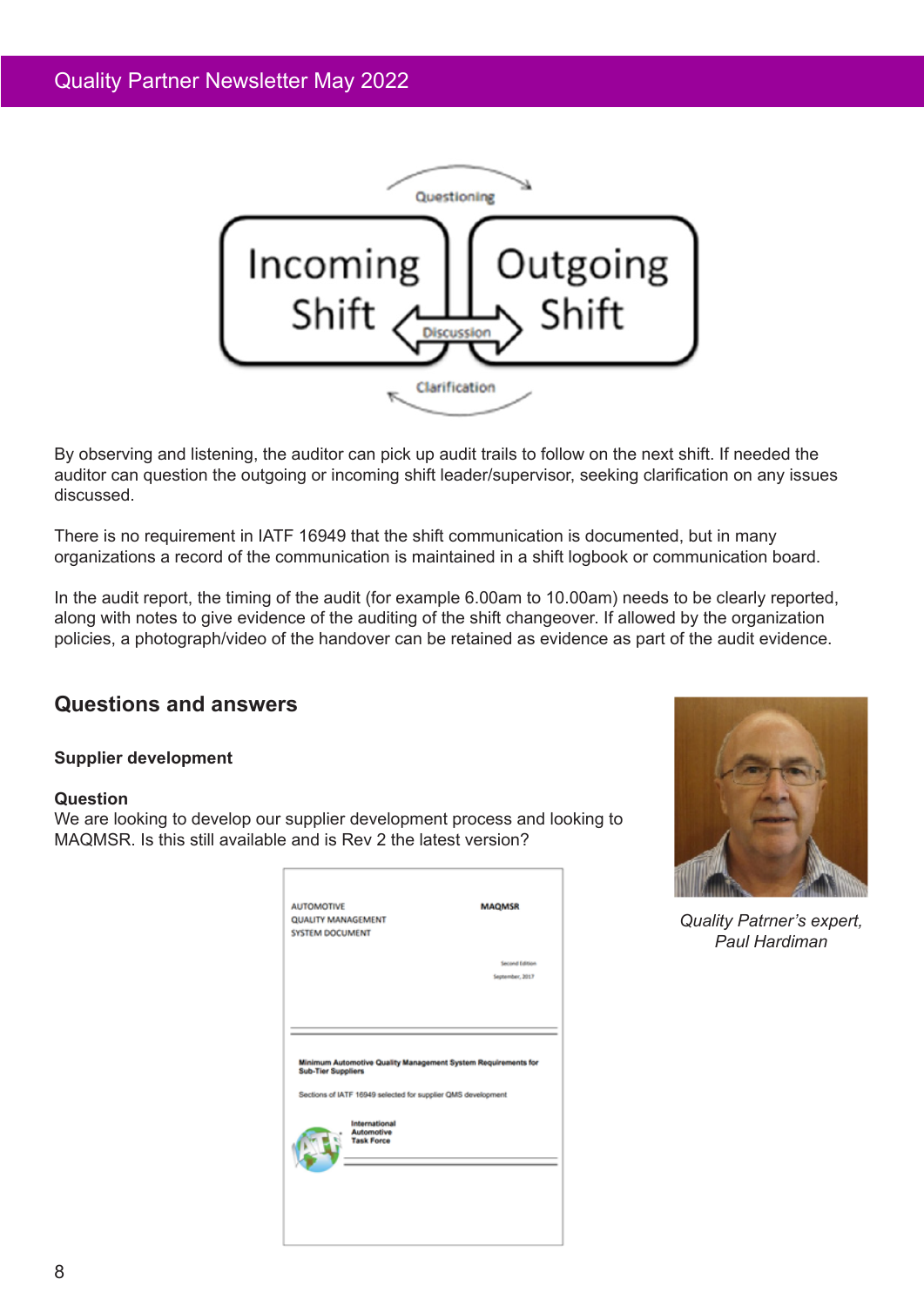By observing and listening, the auditor can pick up audit trails to follow on the next shift. If needed the auditor can question the outgoing or incoming shift leader/supervisor, seeking clarification on any issues discussed.

There is no requirement in IATF 16949 that the shift communication is documented, but in many organizations a record of the communication is maintained in a shift logbook or communication board.

In the audit report, the timing of the audit (for example 6.00am to 10.00am) needs to be clearly reported, along with notes to give evidence of the auditing of the shift changeover. If allowed by the organization policies, a photograph/video of the handover can be retained as evidence as part of the audit evidence.

## Questions and answers

### Supplier development

**Question**

We are looking to develop our supplier development process and looking to MAQMSR. Is this still available and is Rev 2 the latest version?

*Quality Patrner's expert, Paul Hardiman*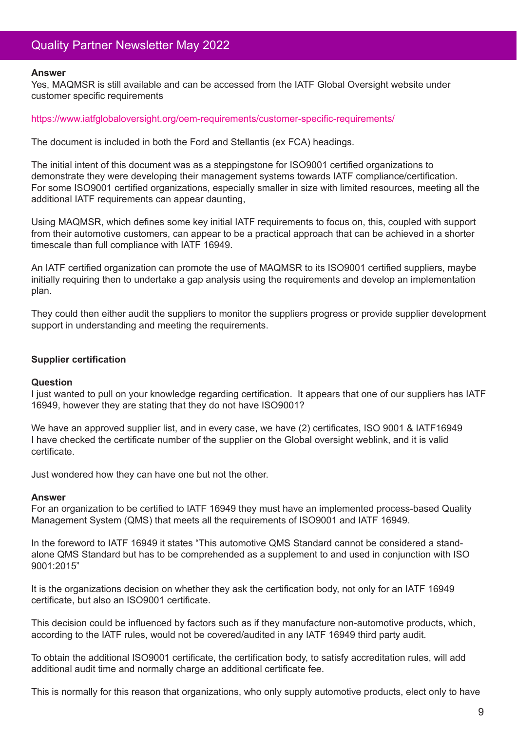**Answer**

Yes, MAQMSR is still available and can be accessed from the IATF Global Oversight website under customer specific requirements

https://www.iatfglobaloversight.org/oem-requirements/customer-specific-requirements/

The document is included in both the Ford and Stellantis (ex FCA) headings.

The initial intent of this document was as a steppingstone for ISO9001 certified organizations to demonstrate they were developing their management systems towards IATF compliance/certification. For some ISO9001 certified organizations, especially smaller in size with limited resources, meeting all the additional IATF requirements can appear daunting,

Using MAQMSR, which defines some key initial IATF requirements to focus on, this, coupled with support from their automotive customers, can appear to be a practical approach that can be achieved in a shorter timescale than full compliance with IATF 16949.

An IATF certified organization can promote the use of MAQMSR to its ISO9001 certified suppliers, maybe initially requiring then to undertake a gap analysis using the requirements and develop an implementation plan.

They could then either audit the suppliers to monitor the suppliers progress or provide supplier development support in understanding and meeting the requirements.

## Supplier certification

**Question**

I just wanted to pull on your knowledge regarding certification. It appears that one of our suppliers has IATF 16949, however they are stating that they do not have ISO9001?

We have an approved supplier list, and in every case, we have (2) certificates, ISO 9001 & IATF16949
I have checked the certificate number of the supplier on the Global oversight weblink, and it is valid certificate.

Just wondered how they can have one but not the other.

**Answer**

For an organization to be certified to IATF 16949 they must have an implemented process-based Quality Management System (QMS) that meets all the requirements of ISO9001 and IATF 16949.

In the foreword to IATF 16949 it states "This automotive QMS Standard cannot be considered a stand-alone QMS Standard but has to be comprehended as a supplement to and used in conjunction with ISO 9001:2015"

It is the organizations decision on whether they ask the certification body, not only for an IATF 16949 certificate, but also an ISO9001 certificate.

This decision could be influenced by factors such as if they manufacture non-automotive products, which, according to the IATF rules, would not be covered/audited in any IATF 16949 third party audit.

To obtain the additional ISO9001 certificate, the certification body, to satisfy accreditation rules, will add additional audit time and normally charge an additional certificate fee.

This is normally for this reason that organizations, who only supply automotive products, elect only to have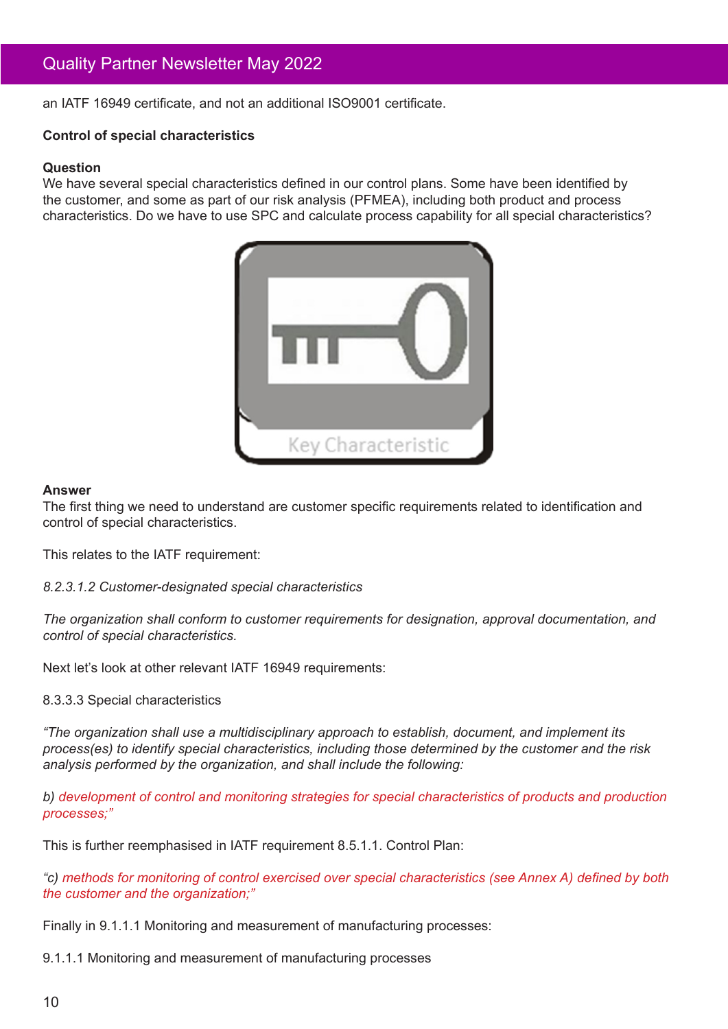an IATF 16949 certificate, and not an additional ISO9001 certificate.

**Control of special characteristics**

**Question**

We have several special characteristics defined in our control plans. Some have been identified by the customer, and some as part of our risk analysis (PFMEA), including both product and process characteristics. Do we have to use SPC and calculate process capability for all special characteristics?

**Answer**

The first thing we need to understand are customer specific requirements related to identification and control of special characteristics.

This relates to the IATF requirement:

*8.2.3.1.2 Customer-designated special characteristics*

*The organization shall conform to customer requirements for designation, approval documentation, and control of special characteristics.*

Next let's look at other relevant IATF 16949 requirements:

8.3.3.3 Special characteristics

*"The organization shall use a multidisciplinary approach to establish, document, and implement its process(es) to identify special characteristics, including those determined by the customer and the risk analysis performed by the organization, and shall include the following:*

*b) development of control and monitoring strategies for special characteristics of products and production processes;"*

This is further reemphasised in IATF requirement 8.5.1.1. Control Plan:

*"c) methods for monitoring of control exercised over special characteristics (see Annex A) defined by both the customer and the organization;"*

Finally in 9.1.1.1 Monitoring and measurement of manufacturing processes:

9.1.1.1 Monitoring and measurement of manufacturing processes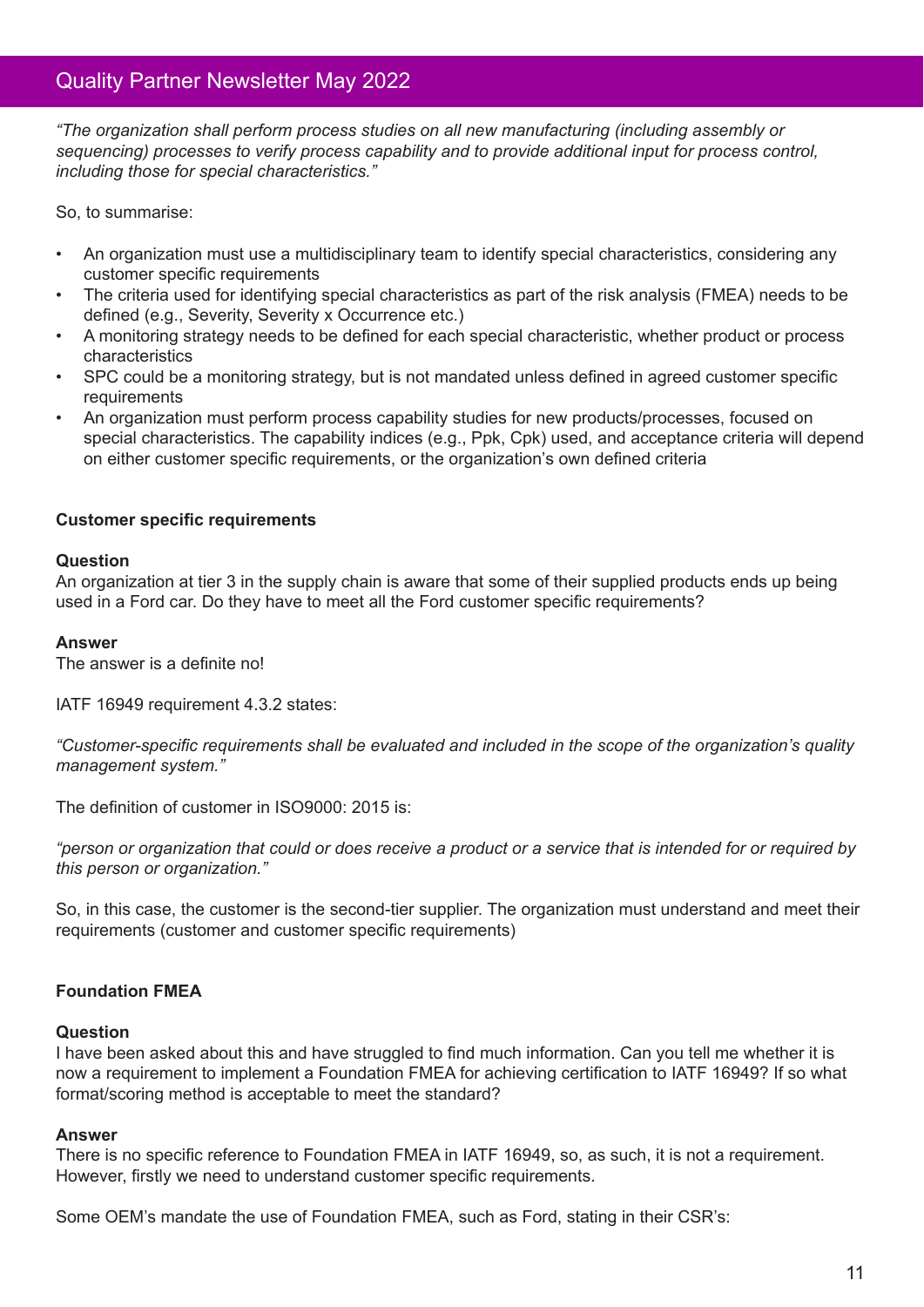*"The organization shall perform process studies on all new manufacturing (including assembly or sequencing) processes to verify process capability and to provide additional input for process control, including those for special characteristics."*

So, to summarise:

- An organization must use a multidisciplinary team to identify special characteristics, considering any customer specific requirements
- The criteria used for identifying special characteristics as part of the risk analysis (FMEA) needs to be defined (e.g., Severity, Severity x Occurrence etc.)
- A monitoring strategy needs to be defined for each special characteristic, whether product or process characteristics
- SPC could be a monitoring strategy, but is not mandated unless defined in agreed customer specific requirements
- An organization must perform process capability studies for new products/processes, focused on special characteristics. The capability indices (e.g., Ppk, Cpk) used, and acceptance criteria will depend on either customer specific requirements, or the organization's own defined criteria

**Customer specific requirements**

**Question**
An organization at tier 3 in the supply chain is aware that some of their supplied products ends up being used in a Ford car. Do they have to meet all the Ford customer specific requirements?

**Answer**
The answer is a definite no!

IATF 16949 requirement 4.3.2 states:

*"Customer-specific requirements shall be evaluated and included in the scope of the organization's quality management system."*

The definition of customer in ISO9000: 2015 is:

*"person or organization that could or does receive a product or a service that is intended for or required by this person or organization."*

So, in this case, the customer is the second-tier supplier. The organization must understand and meet their requirements (customer and customer specific requirements)

**Foundation FMEA**

**Question**
I have been asked about this and have struggled to find much information. Can you tell me whether it is now a requirement to implement a Foundation FMEA for achieving certification to IATF 16949? If so what format/scoring method is acceptable to meet the standard?

**Answer**
There is no specific reference to Foundation FMEA in IATF 16949, so, as such, it is not a requirement. However, firstly we need to understand customer specific requirements.

Some OEM's mandate the use of Foundation FMEA, such as Ford, stating in their CSR's: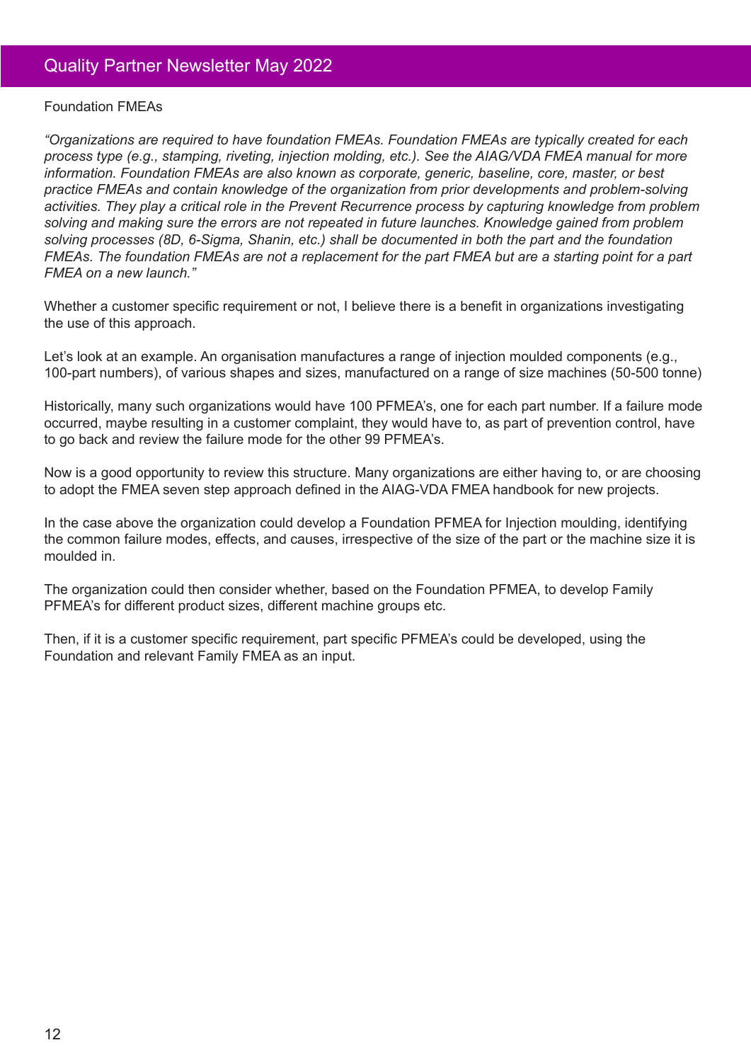Foundation FMEAs

*"Organizations are required to have foundation FMEAs. Foundation FMEAs are typically created for each process type (e.g., stamping, riveting, injection molding, etc.). See the AIAG/VDA FMEA manual for more information. Foundation FMEAs are also known as corporate, generic, baseline, core, master, or best practice FMEAs and contain knowledge of the organization from prior developments and problem-solving activities. They play a critical role in the Prevent Recurrence process by capturing knowledge from problem solving and making sure the errors are not repeated in future launches. Knowledge gained from problem solving processes (8D, 6-Sigma, Shanin, etc.) shall be documented in both the part and the foundation FMEAs. The foundation FMEAs are not a replacement for the part FMEA but are a starting point for a part FMEA on a new launch."*

Whether a customer specific requirement or not, I believe there is a benefit in organizations investigating the use of this approach.

Let's look at an example. An organisation manufactures a range of injection moulded components (e.g., 100-part numbers), of various shapes and sizes, manufactured on a range of size machines (50-500 tonne)

Historically, many such organizations would have 100 PFMEA's, one for each part number. If a failure mode occurred, maybe resulting in a customer complaint, they would have to, as part of prevention control, have to go back and review the failure mode for the other 99 PFMEA's.

Now is a good opportunity to review this structure. Many organizations are either having to, or are choosing to adopt the FMEA seven step approach defined in the AIAG-VDA FMEA handbook for new projects.

In the case above the organization could develop a Foundation PFMEA for Injection moulding, identifying the common failure modes, effects, and causes, irrespective of the size of the part or the machine size it is moulded in.

The organization could then consider whether, based on the Foundation PFMEA, to develop Family PFMEA's for different product sizes, different machine groups etc.

Then, if it is a customer specific requirement, part specific PFMEA's could be developed, using the Foundation and relevant Family FMEA as an input.